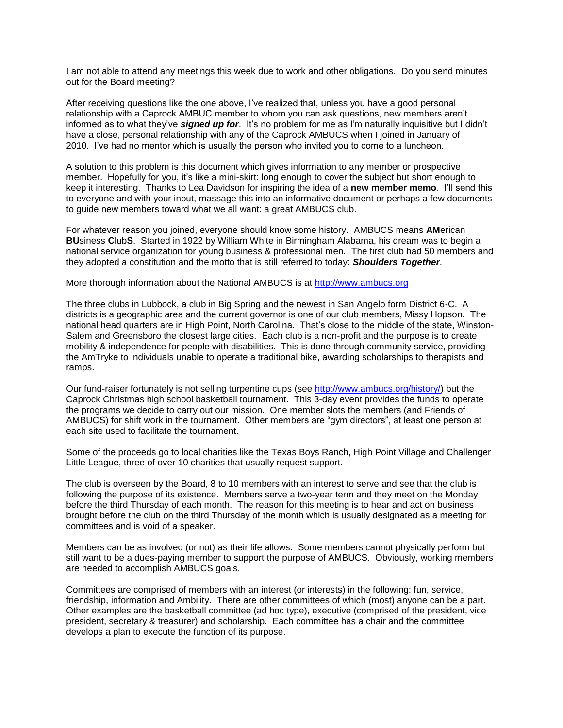I am not able to attend any meetings this week due to work and other obligations. Do you send minutes out for the Board meeting?

After receiving questions like the one above, I've realized that, unless you have a good personal relationship with a Caprock AMBUC member to whom you can ask questions, new members aren't informed as to what they've ***signed up for***. It's no problem for me as I'm naturally inquisitive but I didn't have a close, personal relationship with any of the Caprock AMBUCS when I joined in January of 2010. I've had no mentor which is usually the person who invited you to come to a luncheon.

A solution to this problem is <u>this</u> document which gives information to any member or prospective member. Hopefully for you, it's like a mini-skirt: long enough to cover the subject but short enough to keep it interesting. Thanks to Lea Davidson for inspiring the idea of a **new member memo**. I'll send this to everyone and with your input, massage this into an informative document or perhaps a few documents to guide new members toward what we all want: a great AMBUCS club.

For whatever reason you joined, everyone should know some history. AMBUCS means **AM**erican **BU**siness **C**lub**S**. Started in 1922 by William White in Birmingham Alabama, his dream was to begin a national service organization for young business & professional men. The first club had 50 members and they adopted a constitution and the motto that is still referred to today: ***Shoulders Together***.

More thorough information about the National AMBUCS is at http://www.ambucs.org

The three clubs in Lubbock, a club in Big Spring and the newest in San Angelo form District 6-C. A districts is a geographic area and the current governor is one of our club members, Missy Hopson. The national head quarters are in High Point, North Carolina. That's close to the middle of the state, Winston-Salem and Greensboro the closest large cities. Each club is a non-profit and the purpose is to create mobility & independence for people with disabilities. This is done through community service, providing the AmTryke to individuals unable to operate a traditional bike, awarding scholarships to therapists and ramps.

Our fund-raiser fortunately is not selling turpentine cups (see http://www.ambucs.org/history/) but the Caprock Christmas high school basketball tournament. This 3-day event provides the funds to operate the programs we decide to carry out our mission. One member slots the members (and Friends of AMBUCS) for shift work in the tournament. Other members are "gym directors", at least one person at each site used to facilitate the tournament.

Some of the proceeds go to local charities like the Texas Boys Ranch, High Point Village and Challenger Little League, three of over 10 charities that usually request support.

The club is overseen by the Board, 8 to 10 members with an interest to serve and see that the club is following the purpose of its existence. Members serve a two-year term and they meet on the Monday before the third Thursday of each month. The reason for this meeting is to hear and act on business brought before the club on the third Thursday of the month which is usually designated as a meeting for committees and is void of a speaker.

Members can be as involved (or not) as their life allows. Some members cannot physically perform but still want to be a dues-paying member to support the purpose of AMBUCS. Obviously, working members are needed to accomplish AMBUCS goals.

Committees are comprised of members with an interest (or interests) in the following: fun, service, friendship, information and Ambility. There are other committees of which (most) anyone can be a part. Other examples are the basketball committee (ad hoc type), executive (comprised of the president, vice president, secretary & treasurer) and scholarship. Each committee has a chair and the committee develops a plan to execute the function of its purpose.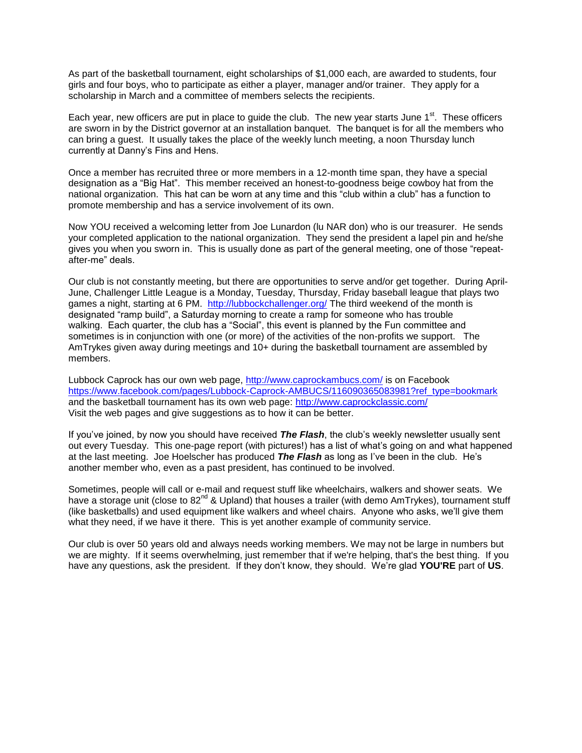As part of the basketball tournament, eight scholarships of $1,000 each, are awarded to students, four girls and four boys, who to participate as either a player, manager and/or trainer. They apply for a scholarship in March and a committee of members selects the recipients.

Each year, new officers are put in place to guide the club. The new year starts June 1st. These officers are sworn in by the District governor at an installation banquet. The banquet is for all the members who can bring a guest. It usually takes the place of the weekly lunch meeting, a noon Thursday lunch currently at Danny's Fins and Hens.

Once a member has recruited three or more members in a 12-month time span, they have a special designation as a "Big Hat". This member received an honest-to-goodness beige cowboy hat from the national organization. This hat can be worn at any time and this "club within a club" has a function to promote membership and has a service involvement of its own.

Now YOU received a welcoming letter from Joe Lunardon (lu NAR don) who is our treasurer. He sends your completed application to the national organization. They send the president a lapel pin and he/she gives you when you sworn in. This is usually done as part of the general meeting, one of those "repeat-after-me" deals.

Our club is not constantly meeting, but there are opportunities to serve and/or get together. During April-June, Challenger Little League is a Monday, Tuesday, Thursday, Friday baseball league that plays two games a night, starting at 6 PM. http://lubbockchallenger.org/ The third weekend of the month is designated "ramp build", a Saturday morning to create a ramp for someone who has trouble walking. Each quarter, the club has a "Social", this event is planned by the Fun committee and sometimes is in conjunction with one (or more) of the activities of the non-profits we support. The AmTrykes given away during meetings and 10+ during the basketball tournament are assembled by members.

Lubbock Caprock has our own web page, http://www.caprockambucs.com/ is on Facebook https://www.facebook.com/pages/Lubbock-Caprock-AMBUCS/116090365083981?ref_type=bookmark and the basketball tournament has its own web page: http://www.caprockclassic.com/
Visit the web pages and give suggestions as to how it can be better.

If you've joined, by now you should have received ***The Flash***, the club's weekly newsletter usually sent out every Tuesday. This one-page report (with pictures!) has a list of what's going on and what happened at the last meeting. Joe Hoelscher has produced ***The Flash*** as long as I've been in the club. He's another member who, even as a past president, has continued to be involved.

Sometimes, people will call or e-mail and request stuff like wheelchairs, walkers and shower seats. We have a storage unit (close to 82nd & Upland) that houses a trailer (with demo AmTrykes), tournament stuff (like basketballs) and used equipment like walkers and wheel chairs. Anyone who asks, we'll give them what they need, if we have it there. This is yet another example of community service.

Our club is over 50 years old and always needs working members. We may not be large in numbers but we are mighty. If it seems overwhelming, just remember that if we're helping, that's the best thing. If you have any questions, ask the president. If they don't know, they should. We're glad **YOU'RE** part of **US**.